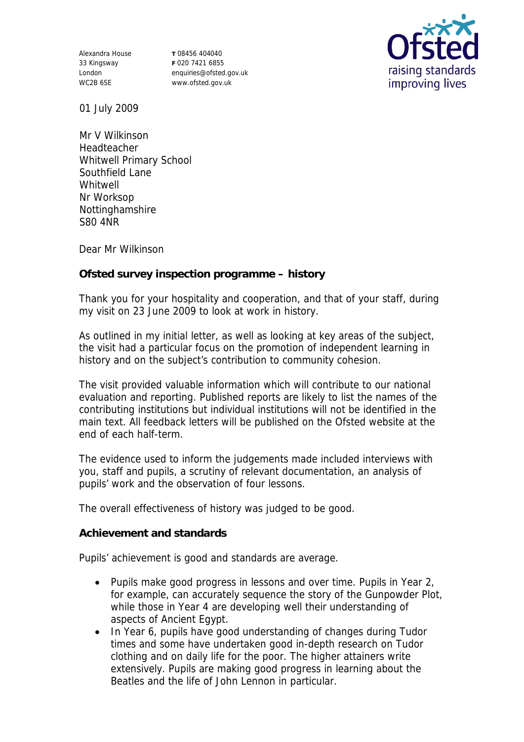Alexandra House
33 Kingsway
London
WC2B 6SE

T 08456 404040
F 020 7421 6855
enquiries@ofsted.gov.uk
www.ofsted.gov.uk

Ofsted
raising standards
improving lives

01 July 2009

Mr V Wilkinson
Headteacher
Whitwell Primary School
Southfield Lane
Whitwell
Nr Worksop
Nottinghamshire
S80 4NR

Dear Mr Wilkinson

**Ofsted survey inspection programme – history**

Thank you for your hospitality and cooperation, and that of your staff, during my visit on 23 June 2009 to look at work in history.

As outlined in my initial letter, as well as looking at key areas of the subject, the visit had a particular focus on the promotion of independent learning in history and on the subject's contribution to community cohesion.

The visit provided valuable information which will contribute to our national evaluation and reporting. Published reports are likely to list the names of the contributing institutions but individual institutions will not be identified in the main text. All feedback letters will be published on the Ofsted website at the end of each half-term.

The evidence used to inform the judgements made included interviews with you, staff and pupils, a scrutiny of relevant documentation, an analysis of pupils' work and the observation of four lessons.

The overall effectiveness of history was judged to be good.

**Achievement and standards**

Pupils' achievement is good and standards are average.

- Pupils make good progress in lessons and over time. Pupils in Year 2, for example, can accurately sequence the story of the Gunpowder Plot, while those in Year 4 are developing well their understanding of aspects of Ancient Egypt.
- In Year 6, pupils have good understanding of changes during Tudor times and some have undertaken good in-depth research on Tudor clothing and on daily life for the poor. The higher attainers write extensively. Pupils are making good progress in learning about the Beatles and the life of John Lennon in particular.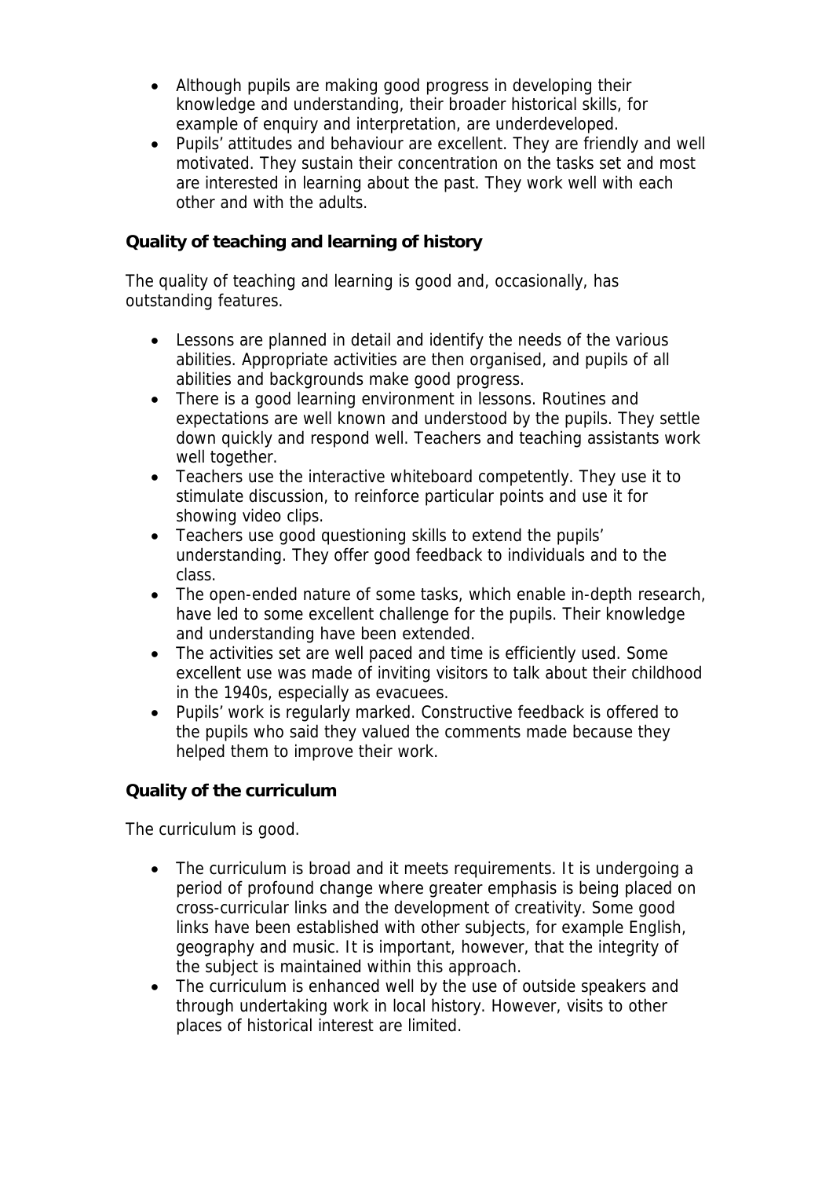- Although pupils are making good progress in developing their knowledge and understanding, their broader historical skills, for example of enquiry and interpretation, are underdeveloped.
- Pupils' attitudes and behaviour are excellent. They are friendly and well motivated. They sustain their concentration on the tasks set and most are interested in learning about the past. They work well with each other and with the adults.

**Quality of teaching and learning of history**

The quality of teaching and learning is good and, occasionally, has outstanding features.

- Lessons are planned in detail and identify the needs of the various abilities. Appropriate activities are then organised, and pupils of all abilities and backgrounds make good progress.
- There is a good learning environment in lessons. Routines and expectations are well known and understood by the pupils. They settle down quickly and respond well. Teachers and teaching assistants work well together.
- Teachers use the interactive whiteboard competently. They use it to stimulate discussion, to reinforce particular points and use it for showing video clips.
- Teachers use good questioning skills to extend the pupils' understanding. They offer good feedback to individuals and to the class.
- The open-ended nature of some tasks, which enable in-depth research, have led to some excellent challenge for the pupils. Their knowledge and understanding have been extended.
- The activities set are well paced and time is efficiently used. Some excellent use was made of inviting visitors to talk about their childhood in the 1940s, especially as evacuees.
- Pupils' work is regularly marked. Constructive feedback is offered to the pupils who said they valued the comments made because they helped them to improve their work.

**Quality of the curriculum**

The curriculum is good.

- The curriculum is broad and it meets requirements. It is undergoing a period of profound change where greater emphasis is being placed on cross-curricular links and the development of creativity. Some good links have been established with other subjects, for example English, geography and music. It is important, however, that the integrity of the subject is maintained within this approach.
- The curriculum is enhanced well by the use of outside speakers and through undertaking work in local history. However, visits to other places of historical interest are limited.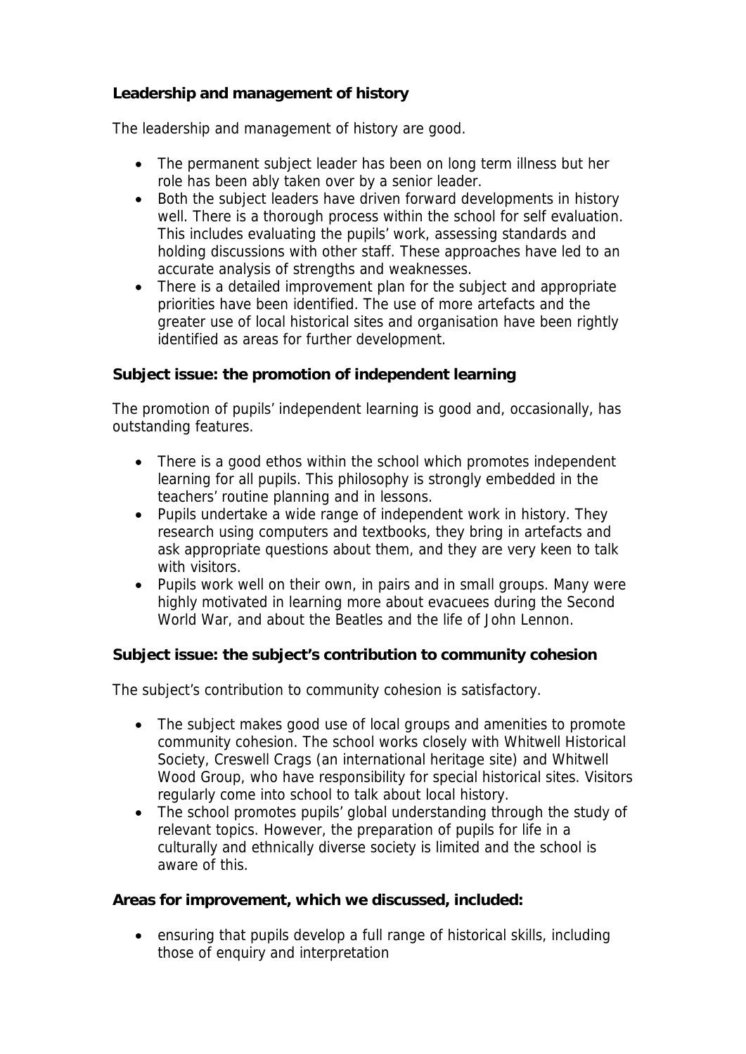**Leadership and management of history**

The leadership and management of history are good.

- The permanent subject leader has been on long term illness but her role has been ably taken over by a senior leader.
- Both the subject leaders have driven forward developments in history well. There is a thorough process within the school for self evaluation. This includes evaluating the pupils' work, assessing standards and holding discussions with other staff. These approaches have led to an accurate analysis of strengths and weaknesses.
- There is a detailed improvement plan for the subject and appropriate priorities have been identified. The use of more artefacts and the greater use of local historical sites and organisation have been rightly identified as areas for further development.

**Subject issue: the promotion of independent learning**

The promotion of pupils' independent learning is good and, occasionally, has outstanding features.

- There is a good ethos within the school which promotes independent learning for all pupils. This philosophy is strongly embedded in the teachers' routine planning and in lessons.
- Pupils undertake a wide range of independent work in history. They research using computers and textbooks, they bring in artefacts and ask appropriate questions about them, and they are very keen to talk with visitors.
- Pupils work well on their own, in pairs and in small groups. Many were highly motivated in learning more about evacuees during the Second World War, and about the Beatles and the life of John Lennon.

**Subject issue: the subject's contribution to community cohesion**

The subject's contribution to community cohesion is satisfactory.

- The subject makes good use of local groups and amenities to promote community cohesion. The school works closely with Whitwell Historical Society, Creswell Crags (an international heritage site) and Whitwell Wood Group, who have responsibility for special historical sites. Visitors regularly come into school to talk about local history.
- The school promotes pupils' global understanding through the study of relevant topics. However, the preparation of pupils for life in a culturally and ethnically diverse society is limited and the school is aware of this.

**Areas for improvement, which we discussed, included:**

- ensuring that pupils develop a full range of historical skills, including those of enquiry and interpretation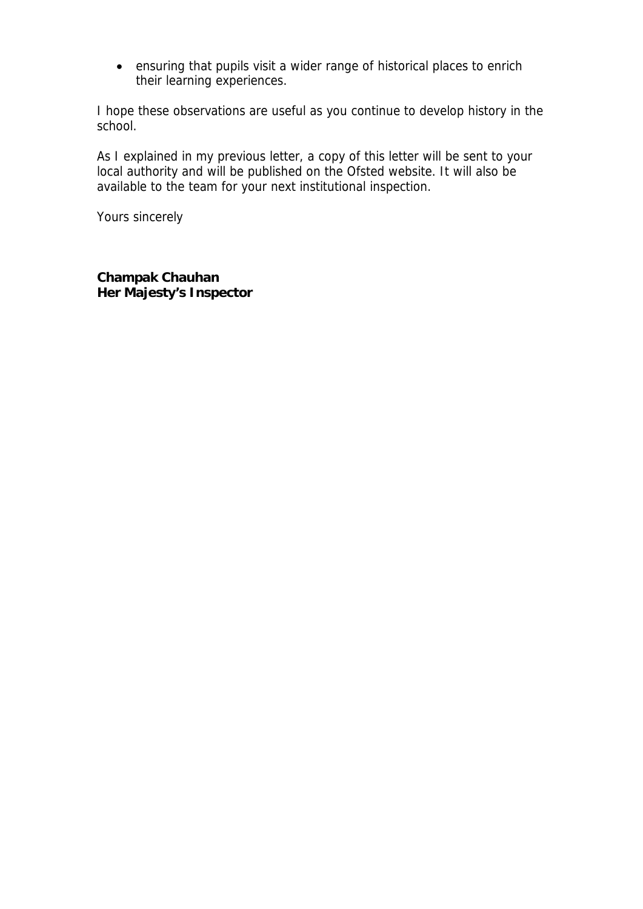- ensuring that pupils visit a wider range of historical places to enrich their learning experiences.

I hope these observations are useful as you continue to develop history in the school.

As I explained in my previous letter, a copy of this letter will be sent to your local authority and will be published on the Ofsted website. It will also be available to the team for your next institutional inspection.

Yours sincerely

**Champak Chauhan**
**Her Majesty's Inspector**